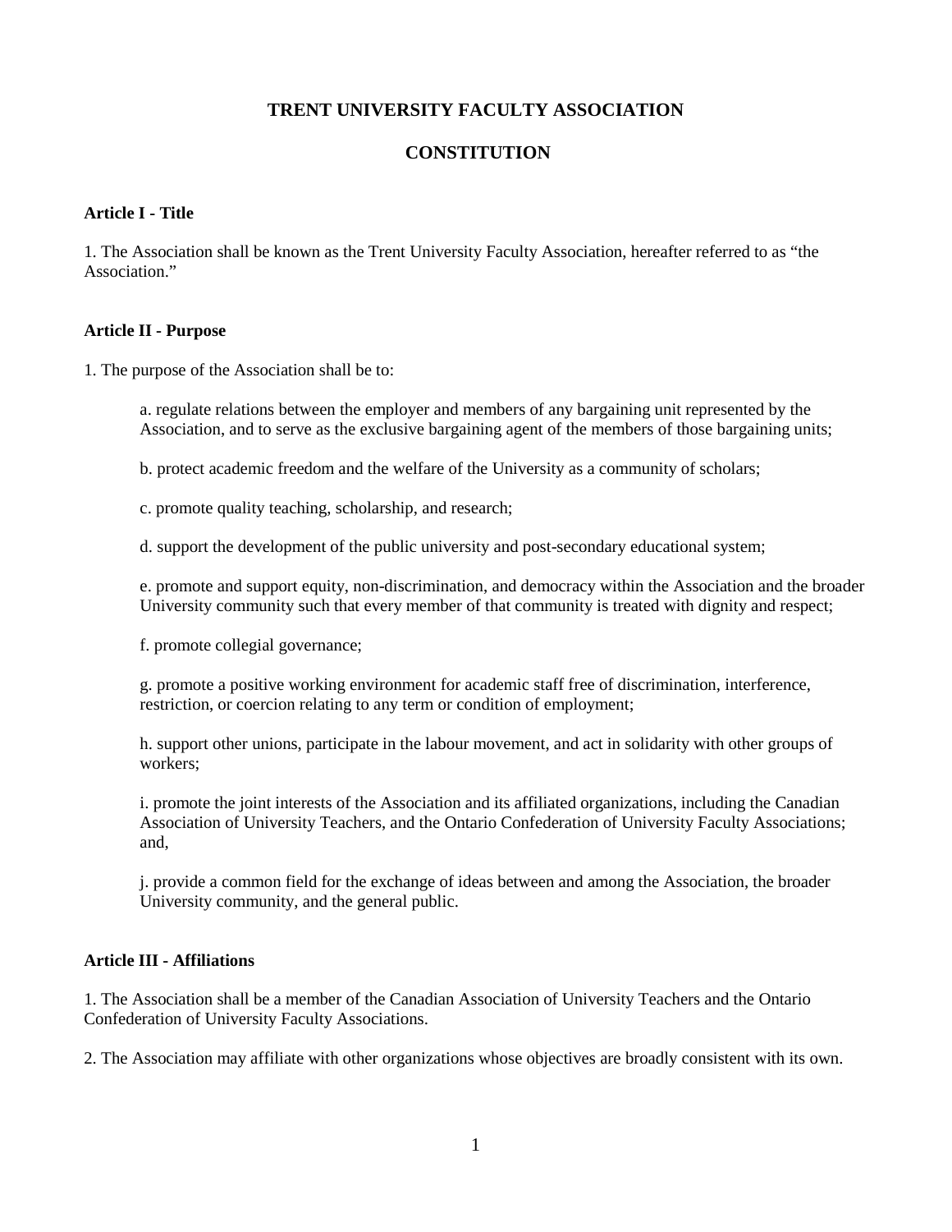# TRENT UNIVERSITY FACULTY ASSOCIATION

# CONSTITUTION

### Article I - Title

1. The Association shall be known as the Trent University Faculty Association, hereafter referred to as "the Association."

### Article II - Purpose

1. The purpose of the Association shall be to:

   a. regulate relations between the employer and members of any bargaining unit represented by the Association, and to serve as the exclusive bargaining agent of the members of those bargaining units;

   b. protect academic freedom and the welfare of the University as a community of scholars;

   c. promote quality teaching, scholarship, and research;

   d. support the development of the public university and post-secondary educational system;

   e. promote and support equity, non-discrimination, and democracy within the Association and the broader University community such that every member of that community is treated with dignity and respect;

   f. promote collegial governance;

   g. promote a positive working environment for academic staff free of discrimination, interference, restriction, or coercion relating to any term or condition of employment;

   h. support other unions, participate in the labour movement, and act in solidarity with other groups of workers;

   i. promote the joint interests of the Association and its affiliated organizations, including the Canadian Association of University Teachers, and the Ontario Confederation of University Faculty Associations; and,

   j. provide a common field for the exchange of ideas between and among the Association, the broader University community, and the general public.

### Article III - Affiliations

1. The Association shall be a member of the Canadian Association of University Teachers and the Ontario Confederation of University Faculty Associations.

2. The Association may affiliate with other organizations whose objectives are broadly consistent with its own.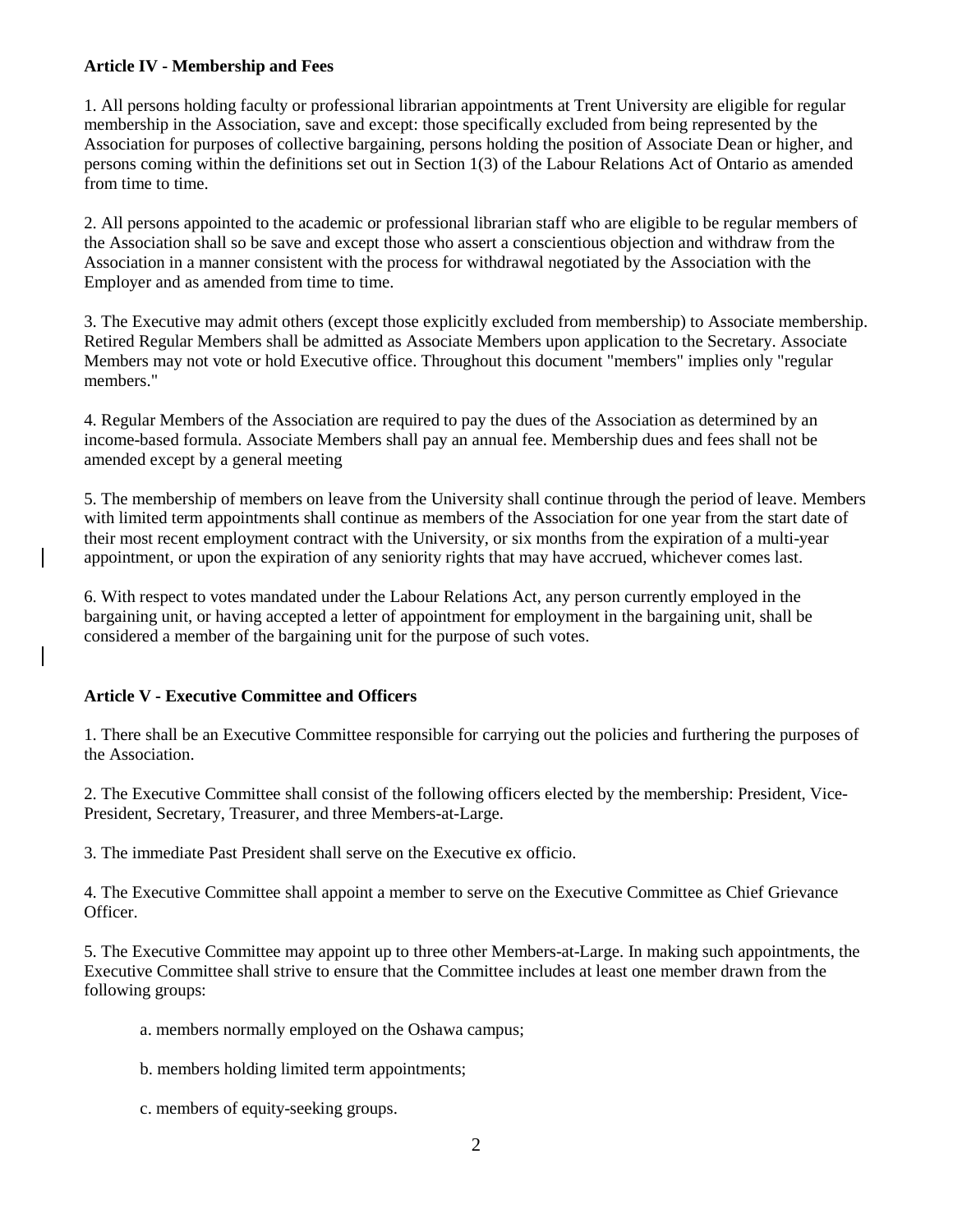**Article IV - Membership and Fees**

1. All persons holding faculty or professional librarian appointments at Trent University are eligible for regular membership in the Association, save and except: those specifically excluded from being represented by the Association for purposes of collective bargaining, persons holding the position of Associate Dean or higher, and persons coming within the definitions set out in Section 1(3) of the Labour Relations Act of Ontario as amended from time to time.

2. All persons appointed to the academic or professional librarian staff who are eligible to be regular members of the Association shall so be save and except those who assert a conscientious objection and withdraw from the Association in a manner consistent with the process for withdrawal negotiated by the Association with the Employer and as amended from time to time.

3. The Executive may admit others (except those explicitly excluded from membership) to Associate membership. Retired Regular Members shall be admitted as Associate Members upon application to the Secretary. Associate Members may not vote or hold Executive office. Throughout this document "members" implies only "regular members."

4. Regular Members of the Association are required to pay the dues of the Association as determined by an income-based formula. Associate Members shall pay an annual fee. Membership dues and fees shall not be amended except by a general meeting

5. The membership of members on leave from the University shall continue through the period of leave. Members with limited term appointments shall continue as members of the Association for one year from the start date of their most recent employment contract with the University, or six months from the expiration of a multi-year appointment, or upon the expiration of any seniority rights that may have accrued, whichever comes last.

6. With respect to votes mandated under the Labour Relations Act, any person currently employed in the bargaining unit, or having accepted a letter of appointment for employment in the bargaining unit, shall be considered a member of the bargaining unit for the purpose of such votes.

**Article V - Executive Committee and Officers**

1. There shall be an Executive Committee responsible for carrying out the policies and furthering the purposes of the Association.

2. The Executive Committee shall consist of the following officers elected by the membership: President, Vice-President, Secretary, Treasurer, and three Members-at-Large.

3. The immediate Past President shall serve on the Executive ex officio.

4. The Executive Committee shall appoint a member to serve on the Executive Committee as Chief Grievance Officer.

5. The Executive Committee may appoint up to three other Members-at-Large. In making such appointments, the Executive Committee shall strive to ensure that the Committee includes at least one member drawn from the following groups:

a. members normally employed on the Oshawa campus;

b. members holding limited term appointments;

c. members of equity-seeking groups.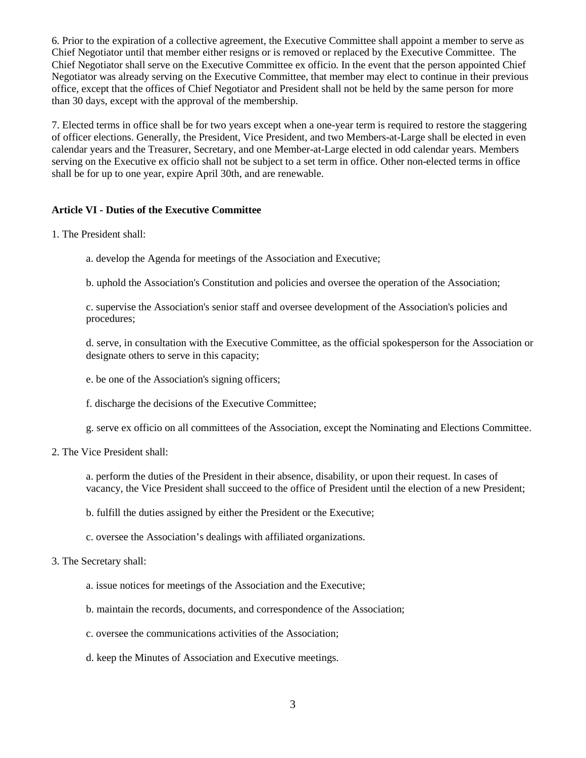6. Prior to the expiration of a collective agreement, the Executive Committee shall appoint a member to serve as Chief Negotiator until that member either resigns or is removed or replaced by the Executive Committee. The Chief Negotiator shall serve on the Executive Committee ex officio. In the event that the person appointed Chief Negotiator was already serving on the Executive Committee, that member may elect to continue in their previous office, except that the offices of Chief Negotiator and President shall not be held by the same person for more than 30 days, except with the approval of the membership.

7. Elected terms in office shall be for two years except when a one-year term is required to restore the staggering of officer elections. Generally, the President, Vice President, and two Members-at-Large shall be elected in even calendar years and the Treasurer, Secretary, and one Member-at-Large elected in odd calendar years. Members serving on the Executive ex officio shall not be subject to a set term in office. Other non-elected terms in office shall be for up to one year, expire April 30th, and are renewable.

**Article VI - Duties of the Executive Committee**

1. The President shall:

    a. develop the Agenda for meetings of the Association and Executive;

    b. uphold the Association's Constitution and policies and oversee the operation of the Association;

    c. supervise the Association's senior staff and oversee development of the Association's policies and procedures;

    d. serve, in consultation with the Executive Committee, as the official spokesperson for the Association or designate others to serve in this capacity;

    e. be one of the Association's signing officers;

    f. discharge the decisions of the Executive Committee;

    g. serve ex officio on all committees of the Association, except the Nominating and Elections Committee.

2. The Vice President shall:

    a. perform the duties of the President in their absence, disability, or upon their request. In cases of vacancy, the Vice President shall succeed to the office of President until the election of a new President;

    b. fulfill the duties assigned by either the President or the Executive;

    c. oversee the Association's dealings with affiliated organizations.

3. The Secretary shall:

    a. issue notices for meetings of the Association and the Executive;

    b. maintain the records, documents, and correspondence of the Association;

    c. oversee the communications activities of the Association;

    d. keep the Minutes of Association and Executive meetings.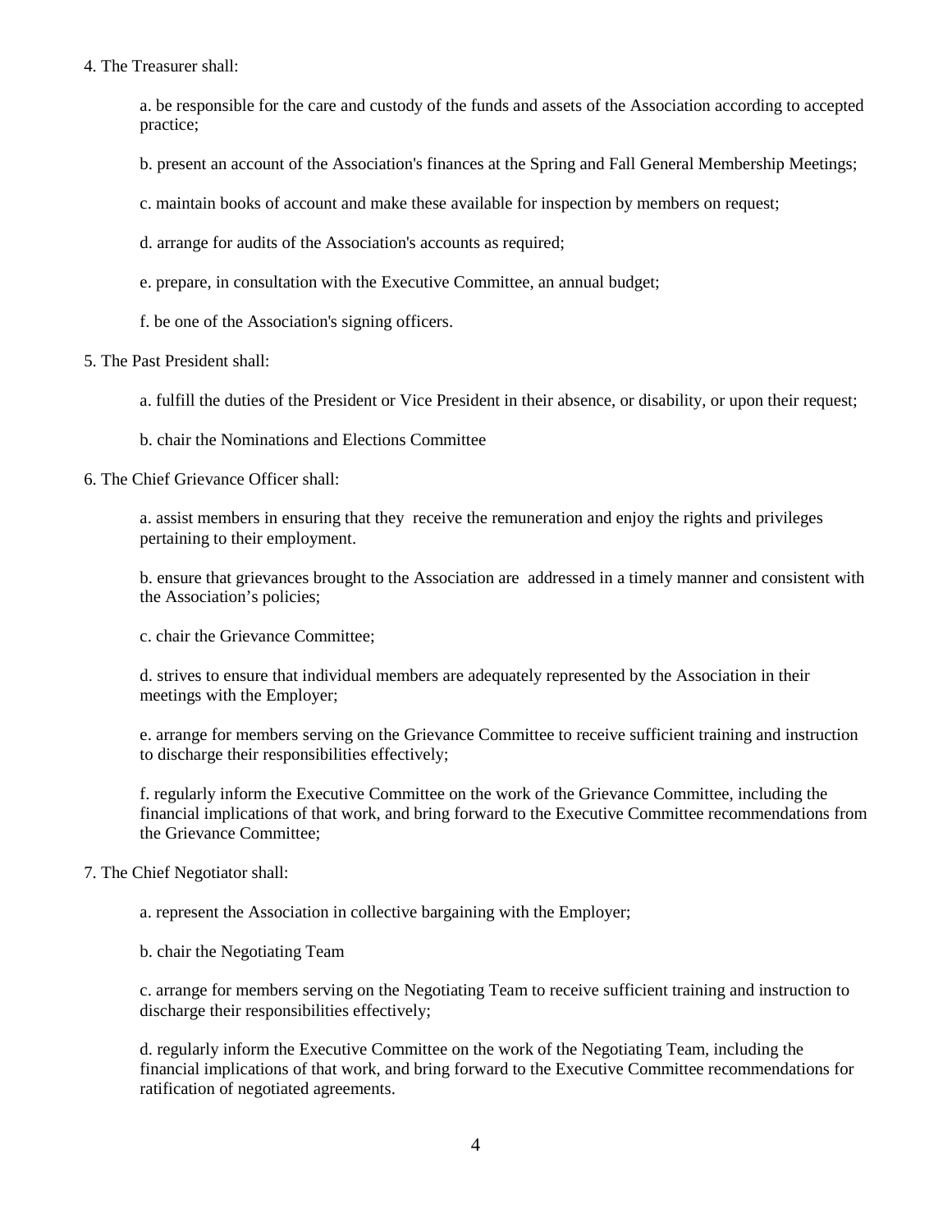4. The Treasurer shall:

   a. be responsible for the care and custody of the funds and assets of the Association according to accepted practice;

   b. present an account of the Association's finances at the Spring and Fall General Membership Meetings;

   c. maintain books of account and make these available for inspection by members on request;

   d. arrange for audits of the Association's accounts as required;

   e. prepare, in consultation with the Executive Committee, an annual budget;

   f. be one of the Association's signing officers.

5. The Past President shall:

   a. fulfill the duties of the President or Vice President in their absence, or disability, or upon their request;

   b. chair the Nominations and Elections Committee

6. The Chief Grievance Officer shall:

   a. assist members in ensuring that they receive the remuneration and enjoy the rights and privileges pertaining to their employment.

   b. ensure that grievances brought to the Association are addressed in a timely manner and consistent with the Association's policies;

   c. chair the Grievance Committee;

   d. strives to ensure that individual members are adequately represented by the Association in their meetings with the Employer;

   e. arrange for members serving on the Grievance Committee to receive sufficient training and instruction to discharge their responsibilities effectively;

   f. regularly inform the Executive Committee on the work of the Grievance Committee, including the financial implications of that work, and bring forward to the Executive Committee recommendations from the Grievance Committee;

7. The Chief Negotiator shall:

   a. represent the Association in collective bargaining with the Employer;

   b. chair the Negotiating Team

   c. arrange for members serving on the Negotiating Team to receive sufficient training and instruction to discharge their responsibilities effectively;

   d. regularly inform the Executive Committee on the work of the Negotiating Team, including the financial implications of that work, and bring forward to the Executive Committee recommendations for ratification of negotiated agreements.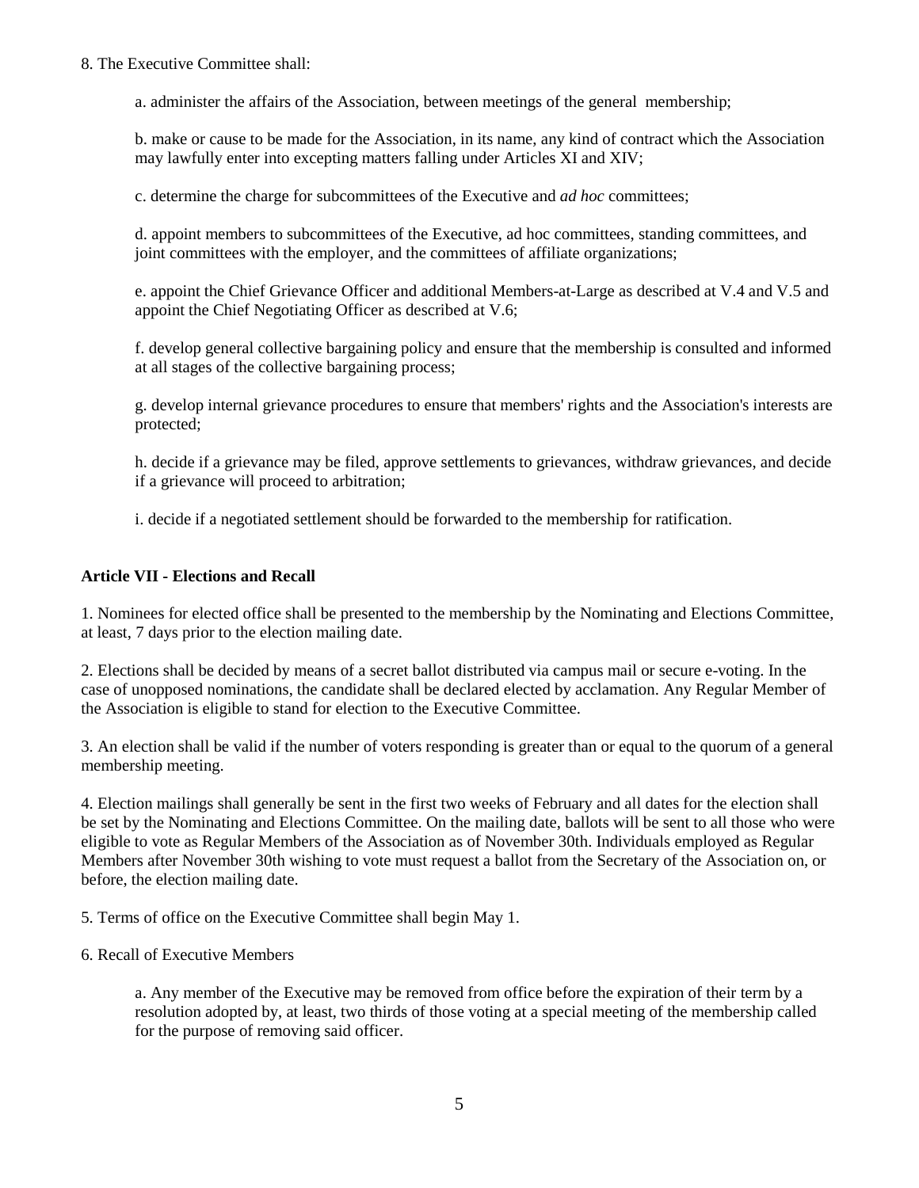8. The Executive Committee shall:

a. administer the affairs of the Association, between meetings of the general membership;

b. make or cause to be made for the Association, in its name, any kind of contract which the Association may lawfully enter into excepting matters falling under Articles XI and XIV;

c. determine the charge for subcommittees of the Executive and *ad hoc* committees;

d. appoint members to subcommittees of the Executive, ad hoc committees, standing committees, and joint committees with the employer, and the committees of affiliate organizations;

e. appoint the Chief Grievance Officer and additional Members-at-Large as described at V.4 and V.5 and appoint the Chief Negotiating Officer as described at V.6;

f. develop general collective bargaining policy and ensure that the membership is consulted and informed at all stages of the collective bargaining process;

g. develop internal grievance procedures to ensure that members' rights and the Association's interests are protected;

h. decide if a grievance may be filed, approve settlements to grievances, withdraw grievances, and decide if a grievance will proceed to arbitration;

i. decide if a negotiated settlement should be forwarded to the membership for ratification.

**Article VII - Elections and Recall**

1. Nominees for elected office shall be presented to the membership by the Nominating and Elections Committee, at least, 7 days prior to the election mailing date.

2. Elections shall be decided by means of a secret ballot distributed via campus mail or secure e-voting. In the case of unopposed nominations, the candidate shall be declared elected by acclamation. Any Regular Member of the Association is eligible to stand for election to the Executive Committee.

3. An election shall be valid if the number of voters responding is greater than or equal to the quorum of a general membership meeting.

4. Election mailings shall generally be sent in the first two weeks of February and all dates for the election shall be set by the Nominating and Elections Committee. On the mailing date, ballots will be sent to all those who were eligible to vote as Regular Members of the Association as of November 30th. Individuals employed as Regular Members after November 30th wishing to vote must request a ballot from the Secretary of the Association on, or before, the election mailing date.

5. Terms of office on the Executive Committee shall begin May 1.

6. Recall of Executive Members

a. Any member of the Executive may be removed from office before the expiration of their term by a resolution adopted by, at least, two thirds of those voting at a special meeting of the membership called for the purpose of removing said officer.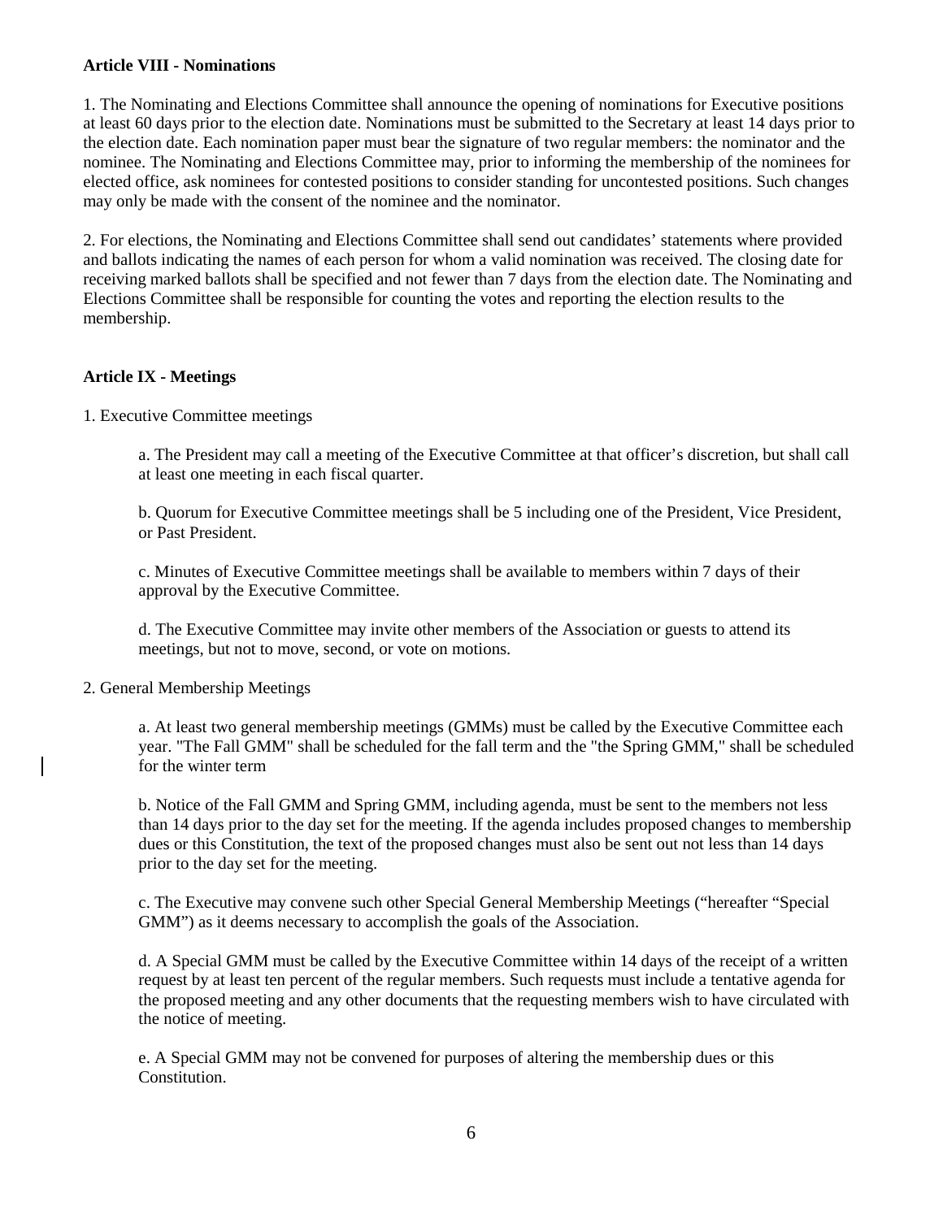**Article VIII - Nominations**

1. The Nominating and Elections Committee shall announce the opening of nominations for Executive positions at least 60 days prior to the election date. Nominations must be submitted to the Secretary at least 14 days prior to the election date. Each nomination paper must bear the signature of two regular members: the nominator and the nominee. The Nominating and Elections Committee may, prior to informing the membership of the nominees for elected office, ask nominees for contested positions to consider standing for uncontested positions. Such changes may only be made with the consent of the nominee and the nominator.

2. For elections, the Nominating and Elections Committee shall send out candidates' statements where provided and ballots indicating the names of each person for whom a valid nomination was received. The closing date for receiving marked ballots shall be specified and not fewer than 7 days from the election date. The Nominating and Elections Committee shall be responsible for counting the votes and reporting the election results to the membership.

**Article IX - Meetings**

1. Executive Committee meetings

   a. The President may call a meeting of the Executive Committee at that officer's discretion, but shall call at least one meeting in each fiscal quarter.

   b. Quorum for Executive Committee meetings shall be 5 including one of the President, Vice President, or Past President.

   c. Minutes of Executive Committee meetings shall be available to members within 7 days of their approval by the Executive Committee.

   d. The Executive Committee may invite other members of the Association or guests to attend its meetings, but not to move, second, or vote on motions.

2. General Membership Meetings

   a. At least two general membership meetings (GMMs) must be called by the Executive Committee each year. "The Fall GMM" shall be scheduled for the fall term and the "the Spring GMM," shall be scheduled for the winter term

   b. Notice of the Fall GMM and Spring GMM, including agenda, must be sent to the members not less than 14 days prior to the day set for the meeting. If the agenda includes proposed changes to membership dues or this Constitution, the text of the proposed changes must also be sent out not less than 14 days prior to the day set for the meeting.

   c. The Executive may convene such other Special General Membership Meetings ("hereafter "Special GMM") as it deems necessary to accomplish the goals of the Association.

   d. A Special GMM must be called by the Executive Committee within 14 days of the receipt of a written request by at least ten percent of the regular members. Such requests must include a tentative agenda for the proposed meeting and any other documents that the requesting members wish to have circulated with the notice of meeting.

   e. A Special GMM may not be convened for purposes of altering the membership dues or this Constitution.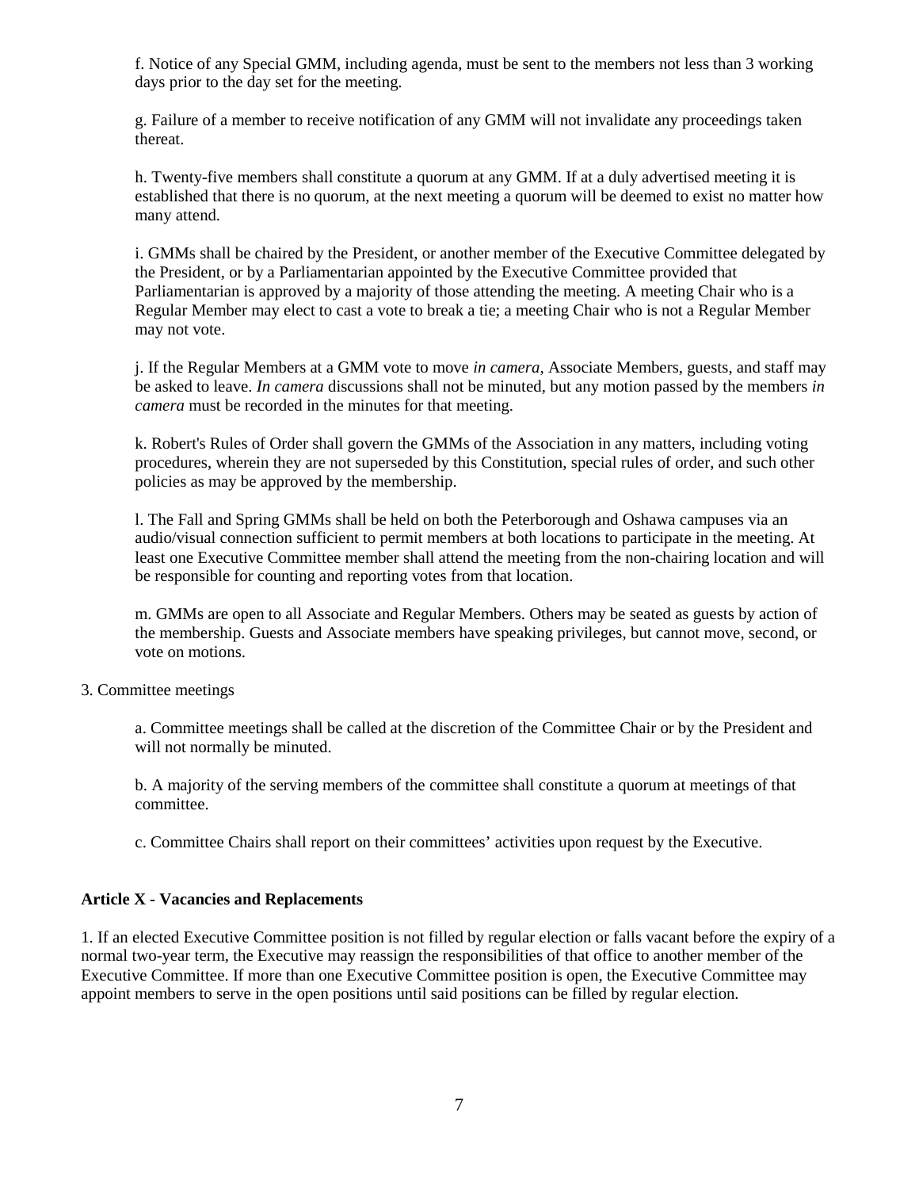f. Notice of any Special GMM, including agenda, must be sent to the members not less than 3 working days prior to the day set for the meeting.

g. Failure of a member to receive notification of any GMM will not invalidate any proceedings taken thereat.

h. Twenty-five members shall constitute a quorum at any GMM. If at a duly advertised meeting it is established that there is no quorum, at the next meeting a quorum will be deemed to exist no matter how many attend.

i. GMMs shall be chaired by the President, or another member of the Executive Committee delegated by the President, or by a Parliamentarian appointed by the Executive Committee provided that Parliamentarian is approved by a majority of those attending the meeting. A meeting Chair who is a Regular Member may elect to cast a vote to break a tie; a meeting Chair who is not a Regular Member may not vote.

j. If the Regular Members at a GMM vote to move *in camera*, Associate Members, guests, and staff may be asked to leave. *In camera* discussions shall not be minuted, but any motion passed by the members *in camera* must be recorded in the minutes for that meeting.

k. Robert's Rules of Order shall govern the GMMs of the Association in any matters, including voting procedures, wherein they are not superseded by this Constitution, special rules of order, and such other policies as may be approved by the membership.

l. The Fall and Spring GMMs shall be held on both the Peterborough and Oshawa campuses via an audio/visual connection sufficient to permit members at both locations to participate in the meeting. At least one Executive Committee member shall attend the meeting from the non-chairing location and will be responsible for counting and reporting votes from that location.

m. GMMs are open to all Associate and Regular Members. Others may be seated as guests by action of the membership. Guests and Associate members have speaking privileges, but cannot move, second, or vote on motions.

3. Committee meetings

a. Committee meetings shall be called at the discretion of the Committee Chair or by the President and will not normally be minuted.

b. A majority of the serving members of the committee shall constitute a quorum at meetings of that committee.

c. Committee Chairs shall report on their committees' activities upon request by the Executive.

**Article X - Vacancies and Replacements**

1. If an elected Executive Committee position is not filled by regular election or falls vacant before the expiry of a normal two-year term, the Executive may reassign the responsibilities of that office to another member of the Executive Committee. If more than one Executive Committee position is open, the Executive Committee may appoint members to serve in the open positions until said positions can be filled by regular election.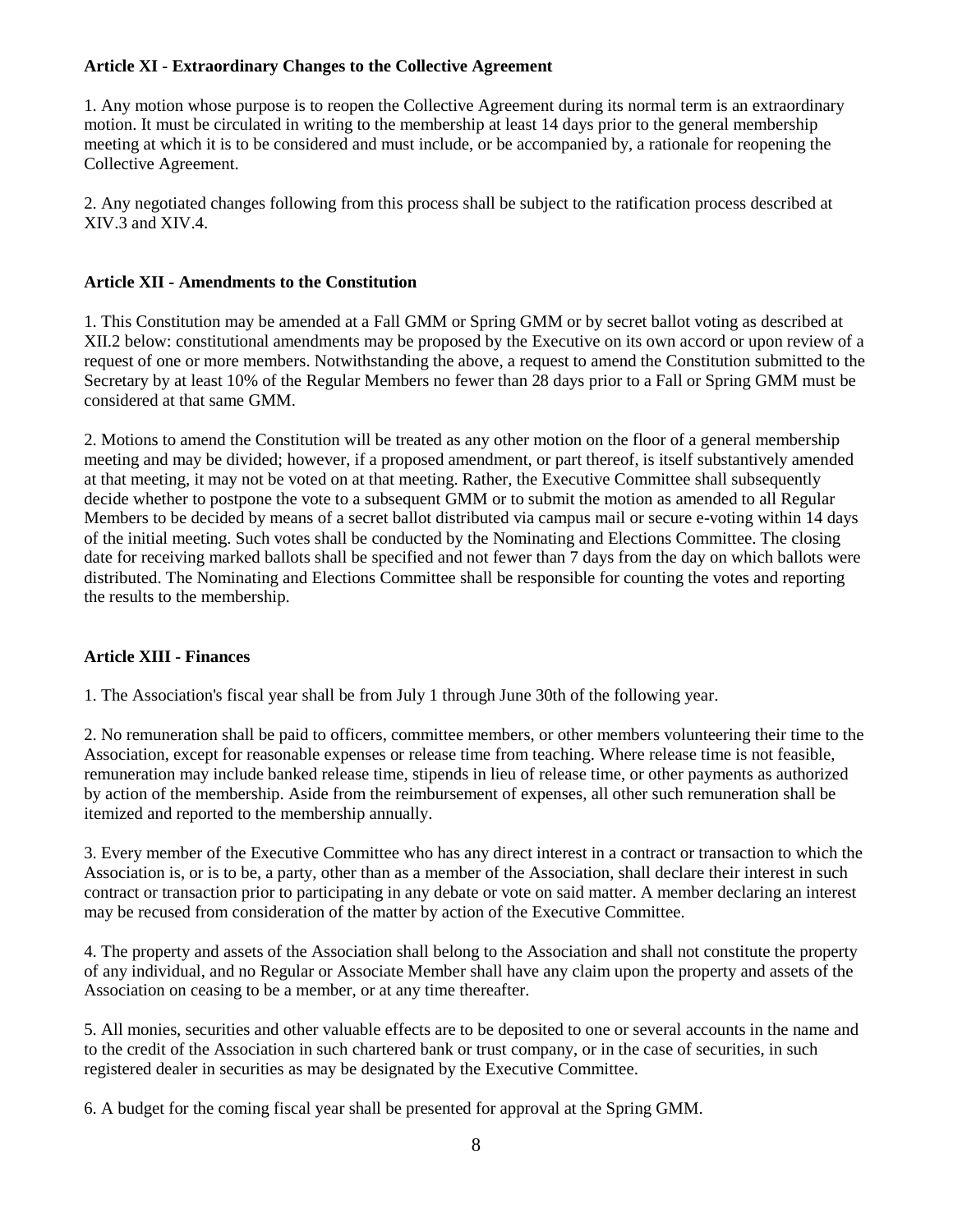**Article XI - Extraordinary Changes to the Collective Agreement**

1. Any motion whose purpose is to reopen the Collective Agreement during its normal term is an extraordinary motion. It must be circulated in writing to the membership at least 14 days prior to the general membership meeting at which it is to be considered and must include, or be accompanied by, a rationale for reopening the Collective Agreement.

2. Any negotiated changes following from this process shall be subject to the ratification process described at XIV.3 and XIV.4.

**Article XII - Amendments to the Constitution**

1. This Constitution may be amended at a Fall GMM or Spring GMM or by secret ballot voting as described at XII.2 below: constitutional amendments may be proposed by the Executive on its own accord or upon review of a request of one or more members. Notwithstanding the above, a request to amend the Constitution submitted to the Secretary by at least 10% of the Regular Members no fewer than 28 days prior to a Fall or Spring GMM must be considered at that same GMM.

2. Motions to amend the Constitution will be treated as any other motion on the floor of a general membership meeting and may be divided; however, if a proposed amendment, or part thereof, is itself substantively amended at that meeting, it may not be voted on at that meeting. Rather, the Executive Committee shall subsequently decide whether to postpone the vote to a subsequent GMM or to submit the motion as amended to all Regular Members to be decided by means of a secret ballot distributed via campus mail or secure e-voting within 14 days of the initial meeting. Such votes shall be conducted by the Nominating and Elections Committee. The closing date for receiving marked ballots shall be specified and not fewer than 7 days from the day on which ballots were distributed. The Nominating and Elections Committee shall be responsible for counting the votes and reporting the results to the membership.

**Article XIII - Finances**

1. The Association's fiscal year shall be from July 1 through June 30th of the following year.

2. No remuneration shall be paid to officers, committee members, or other members volunteering their time to the Association, except for reasonable expenses or release time from teaching. Where release time is not feasible, remuneration may include banked release time, stipends in lieu of release time, or other payments as authorized by action of the membership. Aside from the reimbursement of expenses, all other such remuneration shall be itemized and reported to the membership annually.

3. Every member of the Executive Committee who has any direct interest in a contract or transaction to which the Association is, or is to be, a party, other than as a member of the Association, shall declare their interest in such contract or transaction prior to participating in any debate or vote on said matter. A member declaring an interest may be recused from consideration of the matter by action of the Executive Committee.

4. The property and assets of the Association shall belong to the Association and shall not constitute the property of any individual, and no Regular or Associate Member shall have any claim upon the property and assets of the Association on ceasing to be a member, or at any time thereafter.

5. All monies, securities and other valuable effects are to be deposited to one or several accounts in the name and to the credit of the Association in such chartered bank or trust company, or in the case of securities, in such registered dealer in securities as may be designated by the Executive Committee.

6. A budget for the coming fiscal year shall be presented for approval at the Spring GMM.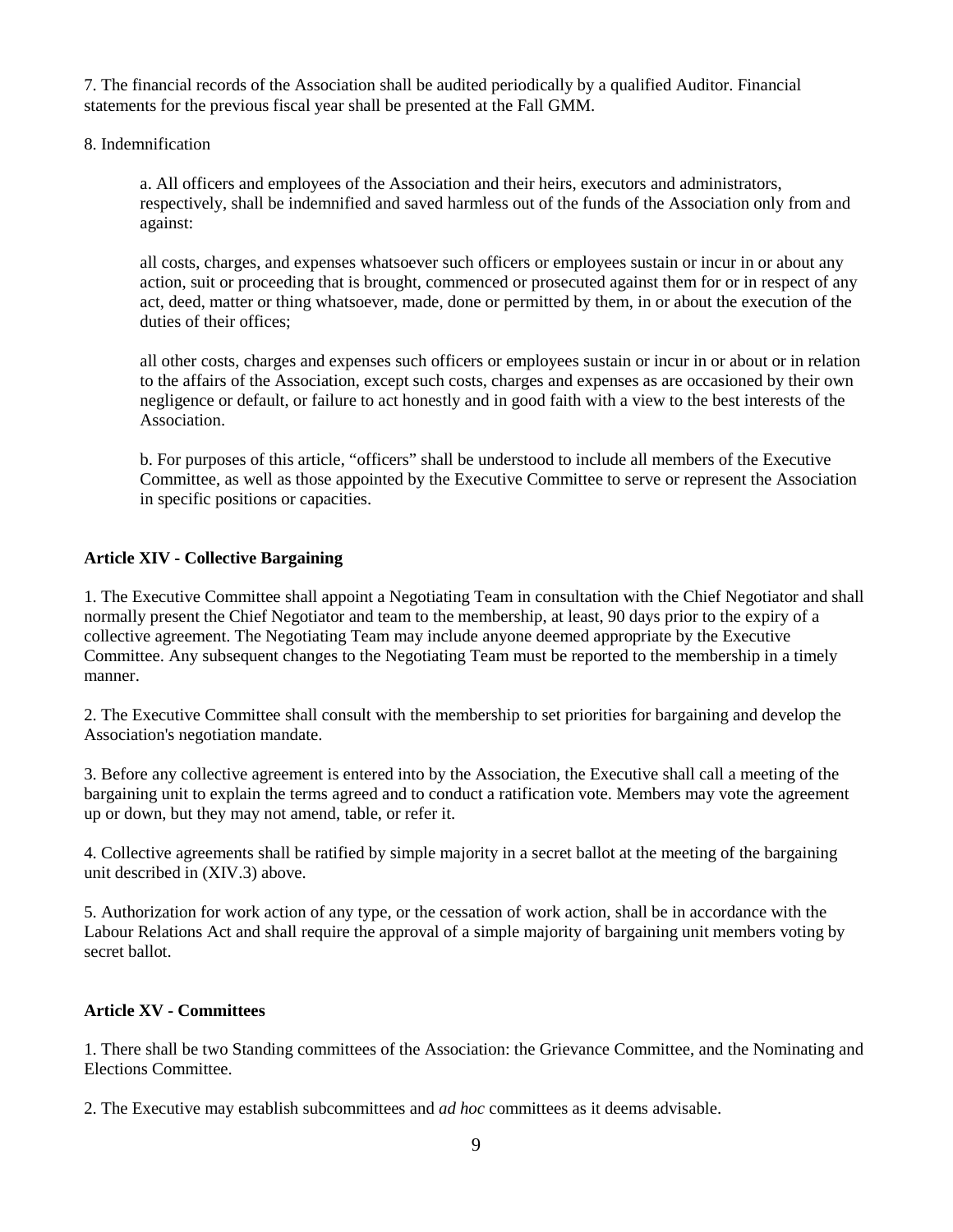7. The financial records of the Association shall be audited periodically by a qualified Auditor. Financial statements for the previous fiscal year shall be presented at the Fall GMM.

8. Indemnification

> a. All officers and employees of the Association and their heirs, executors and administrators, respectively, shall be indemnified and saved harmless out of the funds of the Association only from and against:
>
> all costs, charges, and expenses whatsoever such officers or employees sustain or incur in or about any action, suit or proceeding that is brought, commenced or prosecuted against them for or in respect of any act, deed, matter or thing whatsoever, made, done or permitted by them, in or about the execution of the duties of their offices;
>
> all other costs, charges and expenses such officers or employees sustain or incur in or about or in relation to the affairs of the Association, except such costs, charges and expenses as are occasioned by their own negligence or default, or failure to act honestly and in good faith with a view to the best interests of the Association.
>
> b. For purposes of this article, "officers" shall be understood to include all members of the Executive Committee, as well as those appointed by the Executive Committee to serve or represent the Association in specific positions or capacities.

**Article XIV - Collective Bargaining**

1. The Executive Committee shall appoint a Negotiating Team in consultation with the Chief Negotiator and shall normally present the Chief Negotiator and team to the membership, at least, 90 days prior to the expiry of a collective agreement. The Negotiating Team may include anyone deemed appropriate by the Executive Committee. Any subsequent changes to the Negotiating Team must be reported to the membership in a timely manner.

2. The Executive Committee shall consult with the membership to set priorities for bargaining and develop the Association's negotiation mandate.

3. Before any collective agreement is entered into by the Association, the Executive shall call a meeting of the bargaining unit to explain the terms agreed and to conduct a ratification vote. Members may vote the agreement up or down, but they may not amend, table, or refer it.

4. Collective agreements shall be ratified by simple majority in a secret ballot at the meeting of the bargaining unit described in (XIV.3) above.

5. Authorization for work action of any type, or the cessation of work action, shall be in accordance with the Labour Relations Act and shall require the approval of a simple majority of bargaining unit members voting by secret ballot.

**Article XV - Committees**

1. There shall be two Standing committees of the Association: the Grievance Committee, and the Nominating and Elections Committee.

2. The Executive may establish subcommittees and *ad hoc* committees as it deems advisable.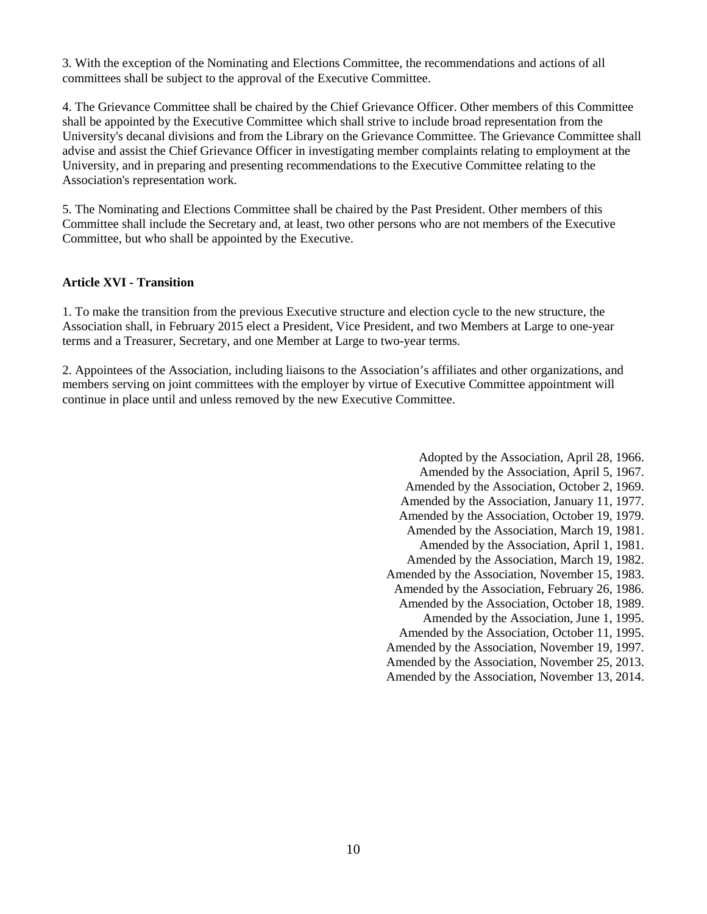3. With the exception of the Nominating and Elections Committee, the recommendations and actions of all committees shall be subject to the approval of the Executive Committee.

4. The Grievance Committee shall be chaired by the Chief Grievance Officer. Other members of this Committee shall be appointed by the Executive Committee which shall strive to include broad representation from the University's decanal divisions and from the Library on the Grievance Committee. The Grievance Committee shall advise and assist the Chief Grievance Officer in investigating member complaints relating to employment at the University, and in preparing and presenting recommendations to the Executive Committee relating to the Association's representation work.

5. The Nominating and Elections Committee shall be chaired by the Past President. Other members of this Committee shall include the Secretary and, at least, two other persons who are not members of the Executive Committee, but who shall be appointed by the Executive.

**Article XVI - Transition**

1. To make the transition from the previous Executive structure and election cycle to the new structure, the Association shall, in February 2015 elect a President, Vice President, and two Members at Large to one-year terms and a Treasurer, Secretary, and one Member at Large to two-year terms.

2. Appointees of the Association, including liaisons to the Association's affiliates and other organizations, and members serving on joint committees with the employer by virtue of Executive Committee appointment will continue in place until and unless removed by the new Executive Committee.

Adopted by the Association, April 28, 1966.
Amended by the Association, April 5, 1967.
Amended by the Association, October 2, 1969.
Amended by the Association, January 11, 1977.
Amended by the Association, October 19, 1979.
Amended by the Association, March 19, 1981.
Amended by the Association, April 1, 1981.
Amended by the Association, March 19, 1982.
Amended by the Association, November 15, 1983.
Amended by the Association, February 26, 1986.
Amended by the Association, October 18, 1989.
Amended by the Association, June 1, 1995.
Amended by the Association, October 11, 1995.
Amended by the Association, November 19, 1997.
Amended by the Association, November 25, 2013.
Amended by the Association, November 13, 2014.